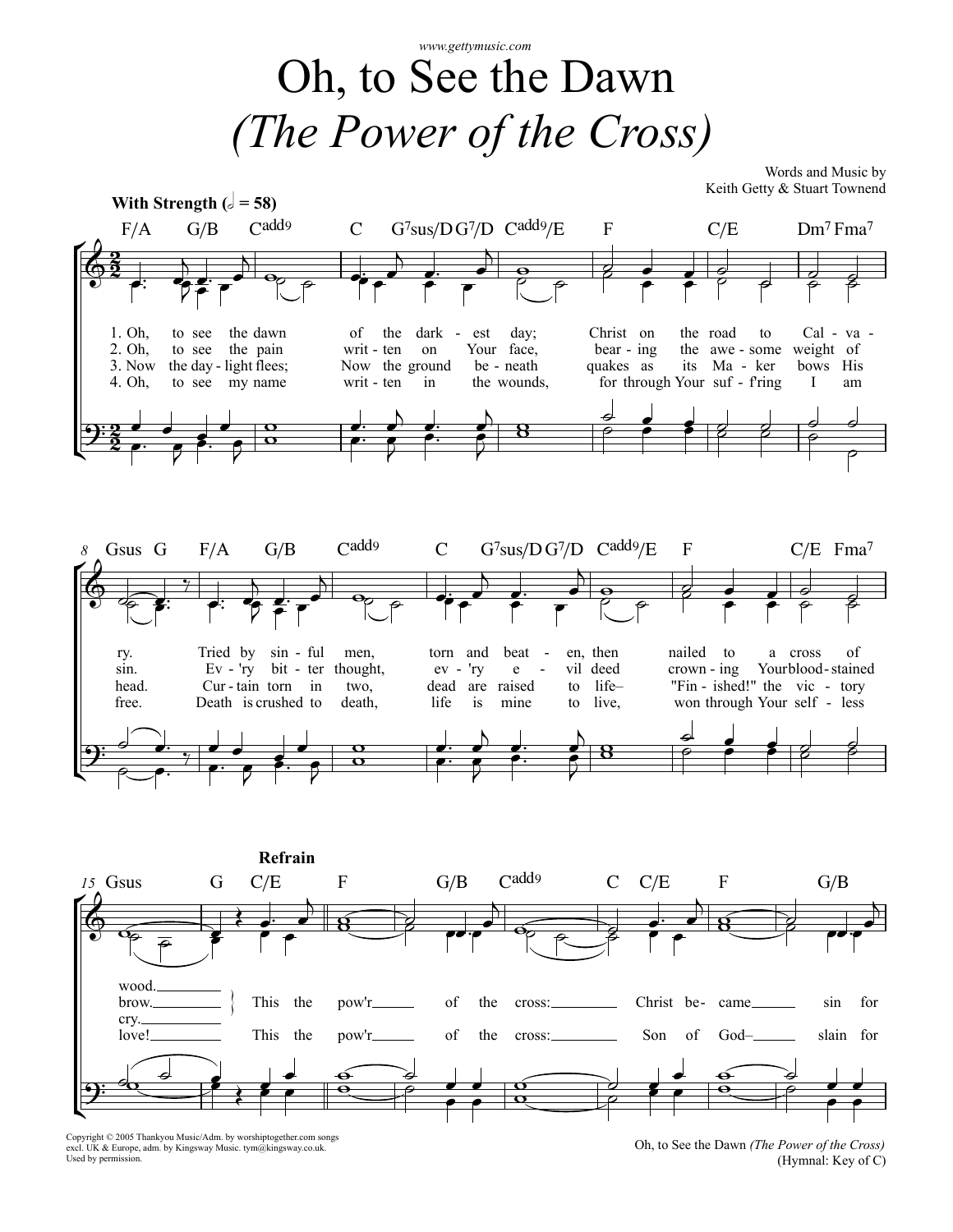www.gettymusic.com

# Oh, to See the Dawn
## *(The Power of the Cross)*

Words and Music by
Keith Getty & Stuart Townend

**With Strength (𝅗𝅥 = 58)**

1. Oh, to see the dawn of the dark - est day; Christ on the road to Cal - va - ry. Tried by sin - ful men, torn and beat - en, then nailed to a cross of wood.
2. Oh, to see the pain writ - ten on Your face, bear - ing the awe - some weight of sin. Ev - 'ry bit - ter thought, ev - 'ry e - vil deed crown - ing Your blood - stained brow.
3. Now the day - light flees; Now the ground be - neath quakes as its Ma - ker bows His head. Cur - tain torn in two, dead are raised to life– "Fin - ished!" the vic - tory cry.
4. Oh, to see my name writ - ten in the wounds, for through Your suf - f'ring I am free. Death is crushed to death, life is mine to live, won through Your self - less love!

**Refrain**

This the pow'r of the cross: Christ be - came sin for
This the pow'r of the cross: Son of God– slain for

Copyright © 2005 Thankyou Music/Adm. by worshiptogether.com songs excl. UK & Europe, adm. by Kingsway Music. tym@kingsway.co.uk. Used by permission.

Oh, to See the Dawn *(The Power of the Cross)*
(Hymnal: Key of C)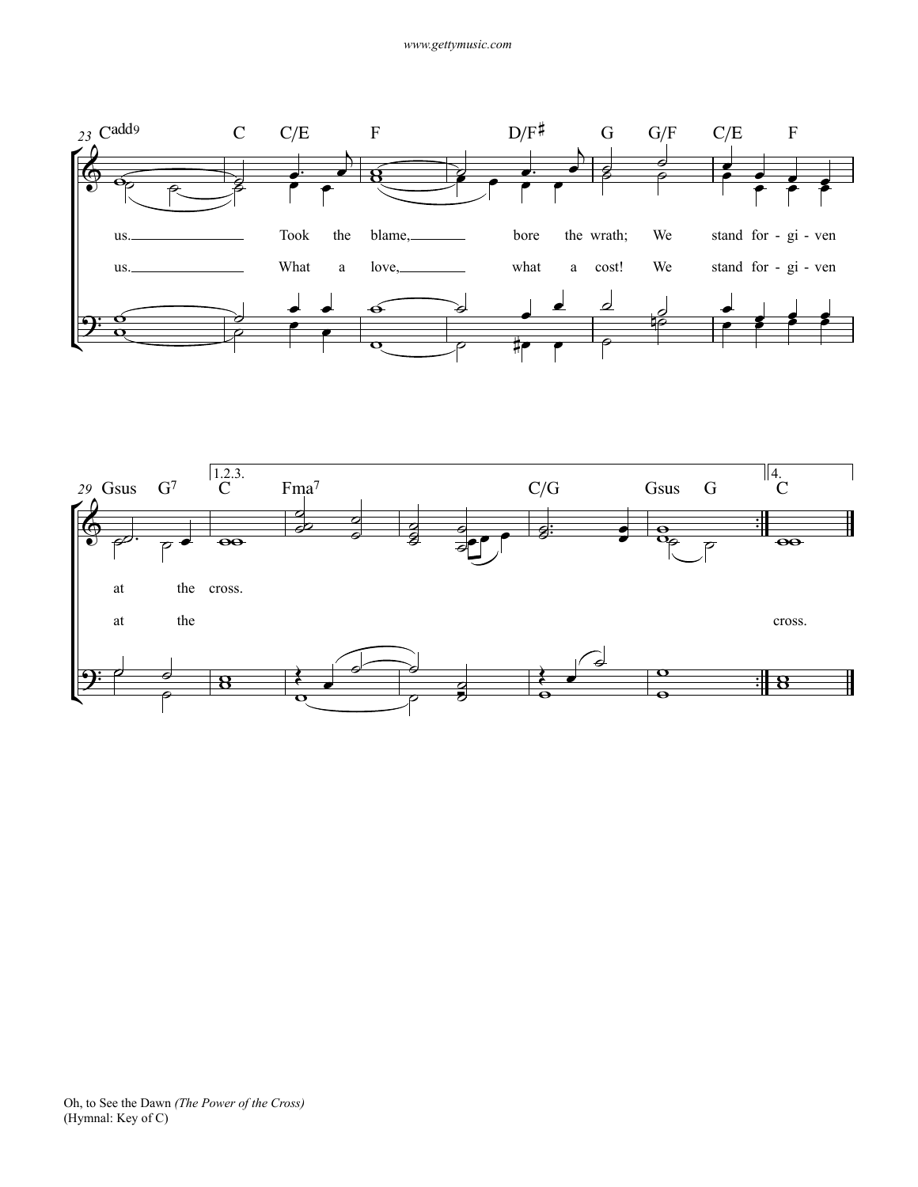23 Cadd9 | C | C/E | F | D/F♯ | G | G/F | C/E | F

us.________ Took the blame,________ bore the wrath; We stand for - gi - ven

us.________ What a love,________ what a cost! We stand for - gi - ven

29 Gsus | G7 | 1.2.3. C | Fma7 | C/G | Gsus | G | 4. C

at the cross.

at the cross.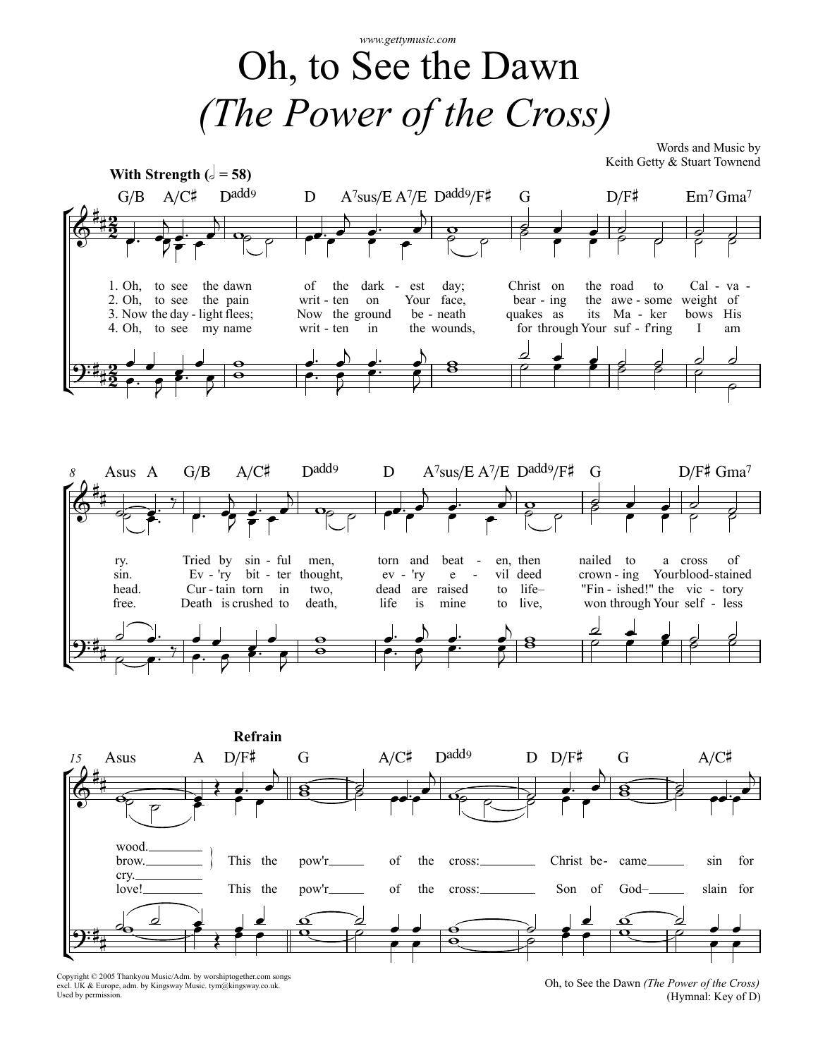www.gettymusic.com

# Oh, to See the Dawn
## *(The Power of the Cross)*

Words and Music by
Keith Getty & Stuart Townend

**With Strength** (𝅗𝅥 = 58)

1. Oh, to see the dawn of the dark - est day; Christ on the road to Cal - va - ry. Tried by sin - ful men, torn and beat - en, then nailed to a cross of wood.
2. Oh, to see the pain writ - ten on Your face, bear - ing the awe - some weight of sin. Ev - 'ry bit - ter thought, ev - 'ry e - vil deed crown - ing Your blood - stained brow.
3. Now the day - light flees; Now the ground be - neath quakes as its Ma - ker bows His head. Cur - tain torn in two, dead are raised to life– "Fin - ished!" the vic - tory cry.
4. Oh, to see my name writ - ten in the wounds, for through Your suf - f'ring I am free. Death is crushed to death, life is mine to live, won through Your self - less love!

**Refrain**

This the pow'r of the cross: Christ be - came sin for

This the pow'r of the cross: Son of God– slain for

Copyright © 2005 Thankyou Music/Adm. by worshiptogether.com songs excl. UK & Europe, adm. by Kingsway Music. tym@kingsway.co.uk. Used by permission.

Oh, to See the Dawn *(The Power of the Cross)*
(Hymnal: Key of D)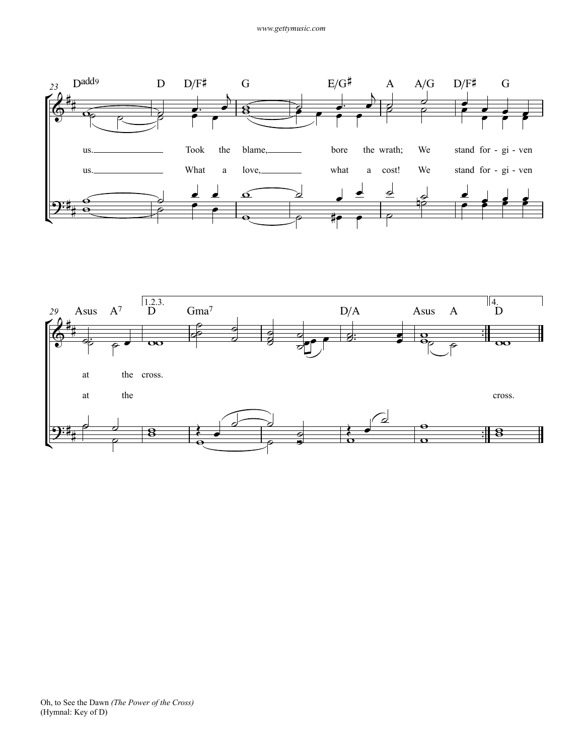Took the blame, bore the wrath; We stand for - gi - ven at the cross.

What a love, what a cost! We stand for - gi - ven at the cross.

Oh, to See the Dawn *(The Power of the Cross)*
(Hymnal: Key of D)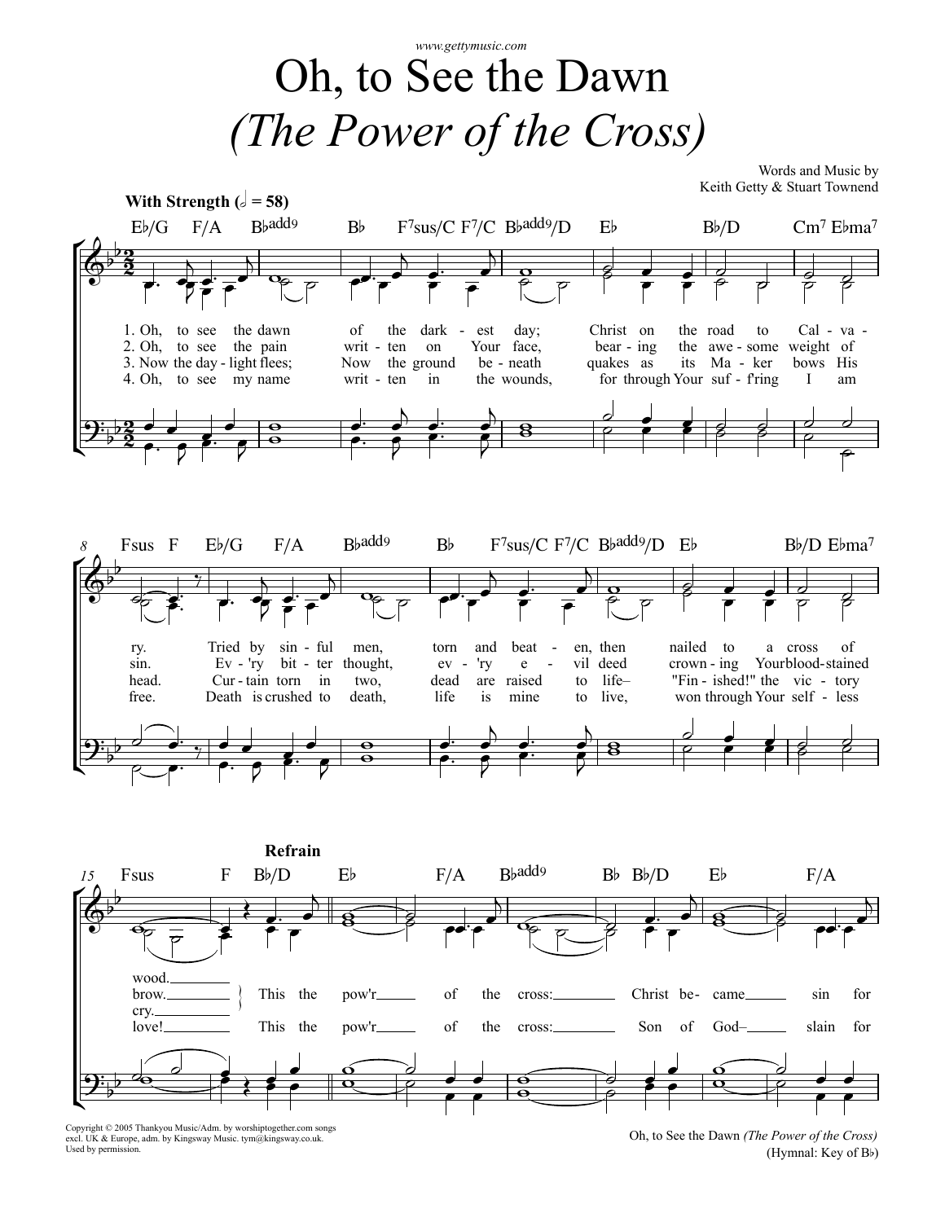www.gettymusic.com

# Oh, to See the Dawn
## *(The Power of the Cross)*

Words and Music by
Keith Getty & Stuart Townend

**With Strength** (♩ = 58)

1. Oh, to see the dawn of the dark - est day; Christ on the road to Cal - va - ry. Tried by sin - ful men, torn and beat - en, then nailed to a cross of wood.
2. Oh, to see the pain writ - ten on Your face, bear - ing the awe - some weight of sin. Ev - 'ry bit - ter thought, ev - 'ry e - vil deed crown - ing Your blood - stained brow.
3. Now the day - light flees; Now the ground be - neath quakes as its Ma - ker bows His head. Cur - tain torn in two, dead are raised to life– "Fin - ished!" the vic - tory cry.
4. Oh, to see my name writ - ten in the wounds, for through Your suf - f'ring I am free. Death is crushed to death, life is mine to live, won through Your self - less love!

**Refrain**

This the pow'r of the cross: Christ be - came sin for
This the pow'r of the cross: Son of God– slain for

Copyright © 2005 Thankyou Music/Adm. by worshiptogether.com songs excl. UK & Europe, adm. by Kingsway Music. tym@kingsway.co.uk. Used by permission.

Oh, to See the Dawn *(The Power of the Cross)*
(Hymnal: Key of B♭)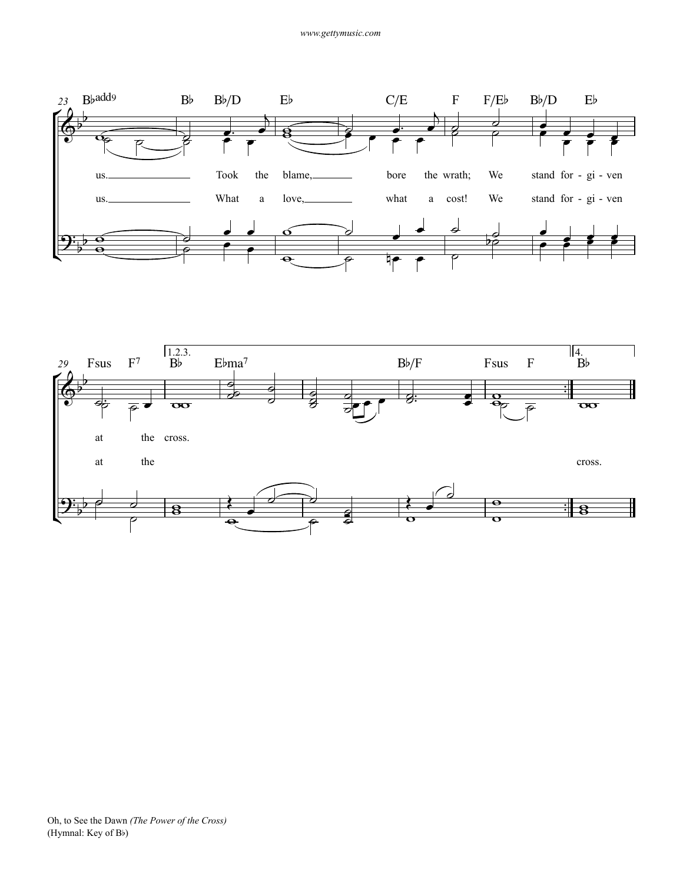23

Bbadd9 Bb Bb/D Eb C/E F F/Eb Bb/D Eb

us.\_\_\_\_\_\_\_\_\_\_ Took the blame,\_\_\_\_\_\_ bore the wrath; We stand for - gi - ven

us.\_\_\_\_\_\_\_\_\_\_ What a love,\_\_\_\_\_\_ what a cost! We stand for - gi - ven

29

Fsus F7 | 1.2.3. Bb Ebma7 Bb/F Fsus F | 4. Bb

at the cross.

at the cross.

Oh, to See the Dawn *(The Power of the Cross)*
(Hymnal: Key of Bb)